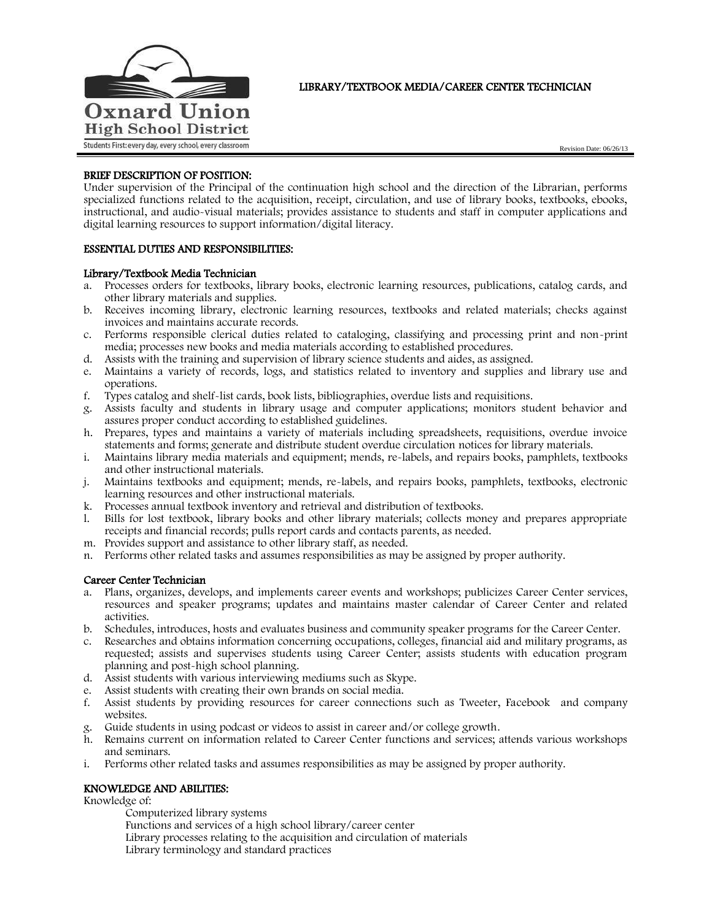Oxnard Union High School District

Students First: every day, every school, every classroom

# LIBRARY/TEXTBOOK MEDIA/CAREER CENTER TECHNICIAN

Revision Date: 06/26/13

## BRIEF DESCRIPTION OF POSITION:

Under supervision of the Principal of the continuation high school and the direction of the Librarian, performs specialized functions related to the acquisition, receipt, circulation, and use of library books, textbooks, ebooks, instructional, and audio-visual materials; provides assistance to students and staff in computer applications and digital learning resources to support information/digital literacy.

## ESSENTIAL DUTIES AND RESPONSIBILITIES:

### Library/Textbook Media Technician

a. Processes orders for textbooks, library books, electronic learning resources, publications, catalog cards, and other library materials and supplies.
b. Receives incoming library, electronic learning resources, textbooks and related materials; checks against invoices and maintains accurate records.
c. Performs responsible clerical duties related to cataloging, classifying and processing print and non-print media; processes new books and media materials according to established procedures.
d. Assists with the training and supervision of library science students and aides, as assigned.
e. Maintains a variety of records, logs, and statistics related to inventory and supplies and library use and operations.
f. Types catalog and shelf-list cards, book lists, bibliographies, overdue lists and requisitions.
g. Assists faculty and students in library usage and computer applications; monitors student behavior and assures proper conduct according to established guidelines.
h. Prepares, types and maintains a variety of materials including spreadsheets, requisitions, overdue invoice statements and forms; generate and distribute student overdue circulation notices for library materials.
i. Maintains library media materials and equipment; mends, re-labels, and repairs books, pamphlets, textbooks and other instructional materials.
j. Maintains textbooks and equipment; mends, re-labels, and repairs books, pamphlets, textbooks, electronic learning resources and other instructional materials.
k. Processes annual textbook inventory and retrieval and distribution of textbooks.
l. Bills for lost textbook, library books and other library materials; collects money and prepares appropriate receipts and financial records; pulls report cards and contacts parents, as needed.
m. Provides support and assistance to other library staff, as needed.
n. Performs other related tasks and assumes responsibilities as may be assigned by proper authority.

### Career Center Technician

a. Plans, organizes, develops, and implements career events and workshops; publicizes Career Center services, resources and speaker programs; updates and maintains master calendar of Career Center and related activities.
b. Schedules, introduces, hosts and evaluates business and community speaker programs for the Career Center.
c. Researches and obtains information concerning occupations, colleges, financial aid and military programs, as requested; assists and supervises students using Career Center; assists students with education program planning and post-high school planning.
d. Assist students with various interviewing mediums such as Skype.
e. Assist students with creating their own brands on social media.
f. Assist students by providing resources for career connections such as Tweeter, Facebook and company websites.
g. Guide students in using podcast or videos to assist in career and/or college growth.
h. Remains current on information related to Career Center functions and services; attends various workshops and seminars.
i. Performs other related tasks and assumes responsibilities as may be assigned by proper authority.

## KNOWLEDGE AND ABILITIES:

Knowledge of:

- Computerized library systems
- Functions and services of a high school library/career center
- Library processes relating to the acquisition and circulation of materials
- Library terminology and standard practices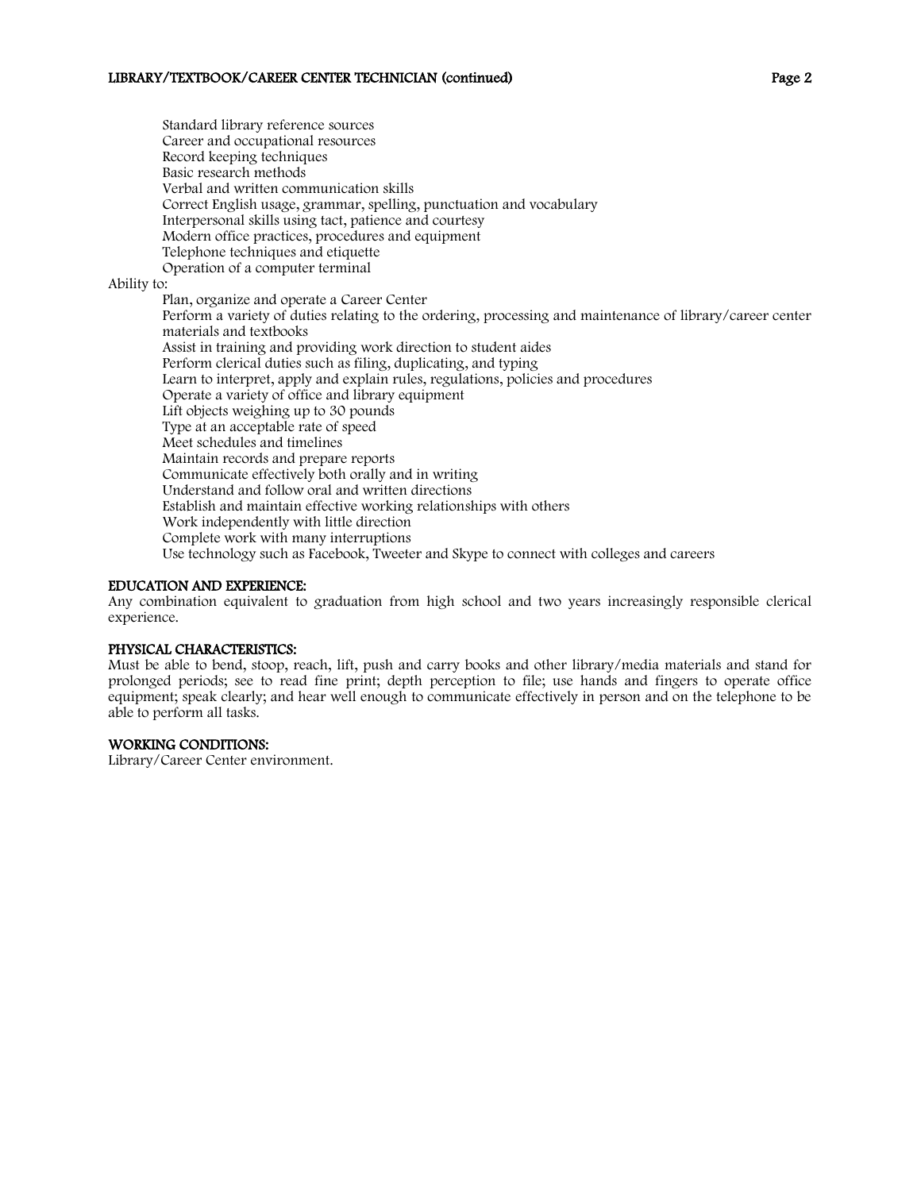Standard library reference sources
Career and occupational resources
Record keeping techniques
Basic research methods
Verbal and written communication skills
Correct English usage, grammar, spelling, punctuation and vocabulary
Interpersonal skills using tact, patience and courtesy
Modern office practices, procedures and equipment
Telephone techniques and etiquette
Operation of a computer terminal

Ability to:

- Plan, organize and operate a Career Center
- Perform a variety of duties relating to the ordering, processing and maintenance of library/career center materials and textbooks
- Assist in training and providing work direction to student aides
- Perform clerical duties such as filing, duplicating, and typing
- Learn to interpret, apply and explain rules, regulations, policies and procedures
- Operate a variety of office and library equipment
- Lift objects weighing up to 30 pounds
- Type at an acceptable rate of speed
- Meet schedules and timelines
- Maintain records and prepare reports
- Communicate effectively both orally and in writing
- Understand and follow oral and written directions
- Establish and maintain effective working relationships with others
- Work independently with little direction
- Complete work with many interruptions
- Use technology such as Facebook, Tweeter and Skype to connect with colleges and careers

**EDUCATION AND EXPERIENCE:**

Any combination equivalent to graduation from high school and two years increasingly responsible clerical experience.

**PHYSICAL CHARACTERISTICS:**

Must be able to bend, stoop, reach, lift, push and carry books and other library/media materials and stand for prolonged periods; see to read fine print; depth perception to file; use hands and fingers to operate office equipment; speak clearly; and hear well enough to communicate effectively in person and on the telephone to be able to perform all tasks.

**WORKING CONDITIONS:**

Library/Career Center environment.